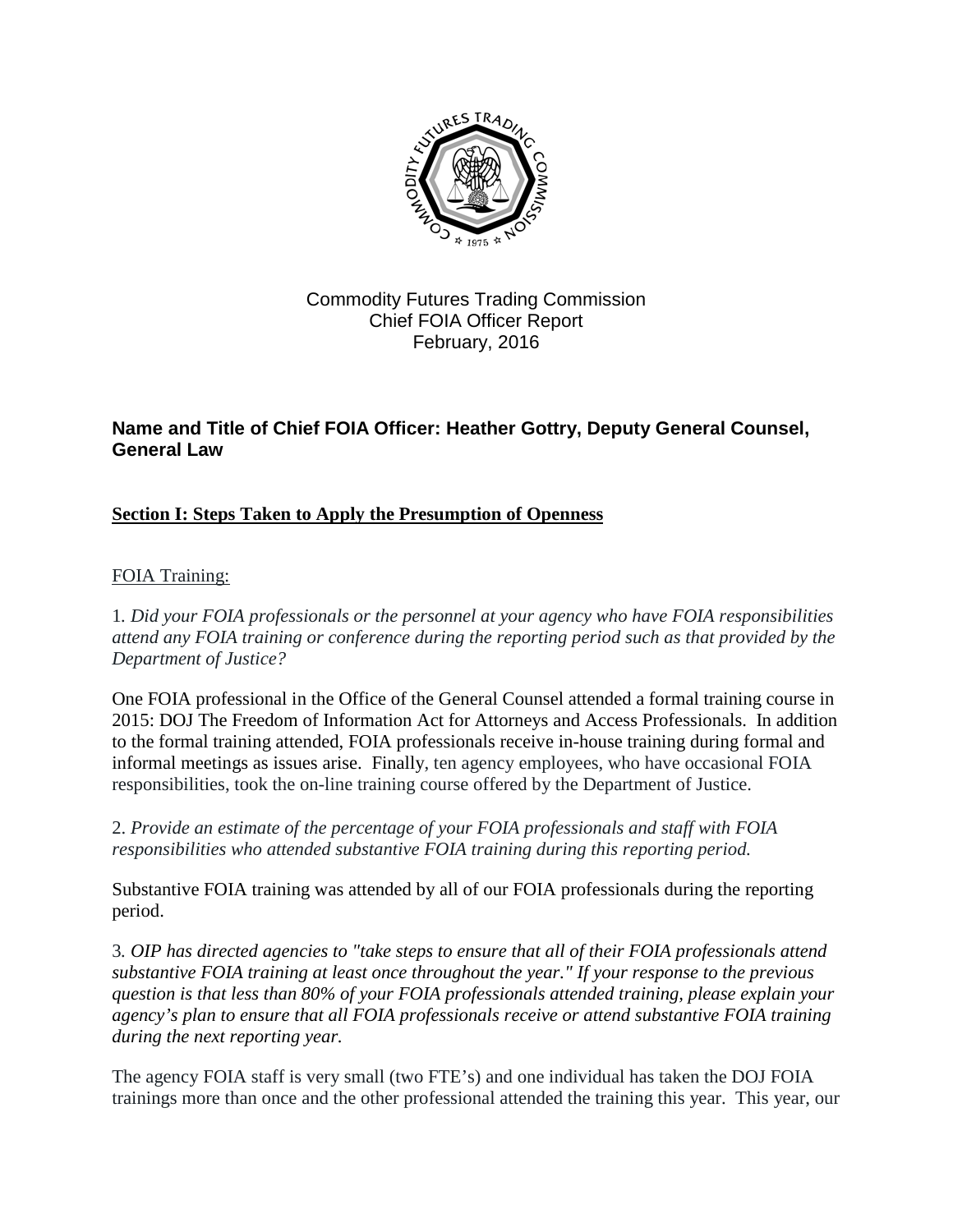Commodity Futures Trading Commission
Chief FOIA Officer Report
February, 2016

**Name and Title of Chief FOIA Officer: Heather Gottry, Deputy General Counsel, General Law**

## Section I: Steps Taken to Apply the Presumption of Openness

FOIA Training:

1. *Did your FOIA professionals or the personnel at your agency who have FOIA responsibilities attend any FOIA training or conference during the reporting period such as that provided by the Department of Justice?*

One FOIA professional in the Office of the General Counsel attended a formal training course in 2015: DOJ The Freedom of Information Act for Attorneys and Access Professionals. In addition to the formal training attended, FOIA professionals receive in-house training during formal and informal meetings as issues arise. Finally, ten agency employees, who have occasional FOIA responsibilities, took the on-line training course offered by the Department of Justice.

2. *Provide an estimate of the percentage of your FOIA professionals and staff with FOIA responsibilities who attended substantive FOIA training during this reporting period.*

Substantive FOIA training was attended by all of our FOIA professionals during the reporting period.

3. *OIP has directed agencies to "take steps to ensure that all of their FOIA professionals attend substantive FOIA training at least once throughout the year." If your response to the previous question is that less than 80% of your FOIA professionals attended training, please explain your agency's plan to ensure that all FOIA professionals receive or attend substantive FOIA training during the next reporting year.*

The agency FOIA staff is very small (two FTE's) and one individual has taken the DOJ FOIA trainings more than once and the other professional attended the training this year. This year, our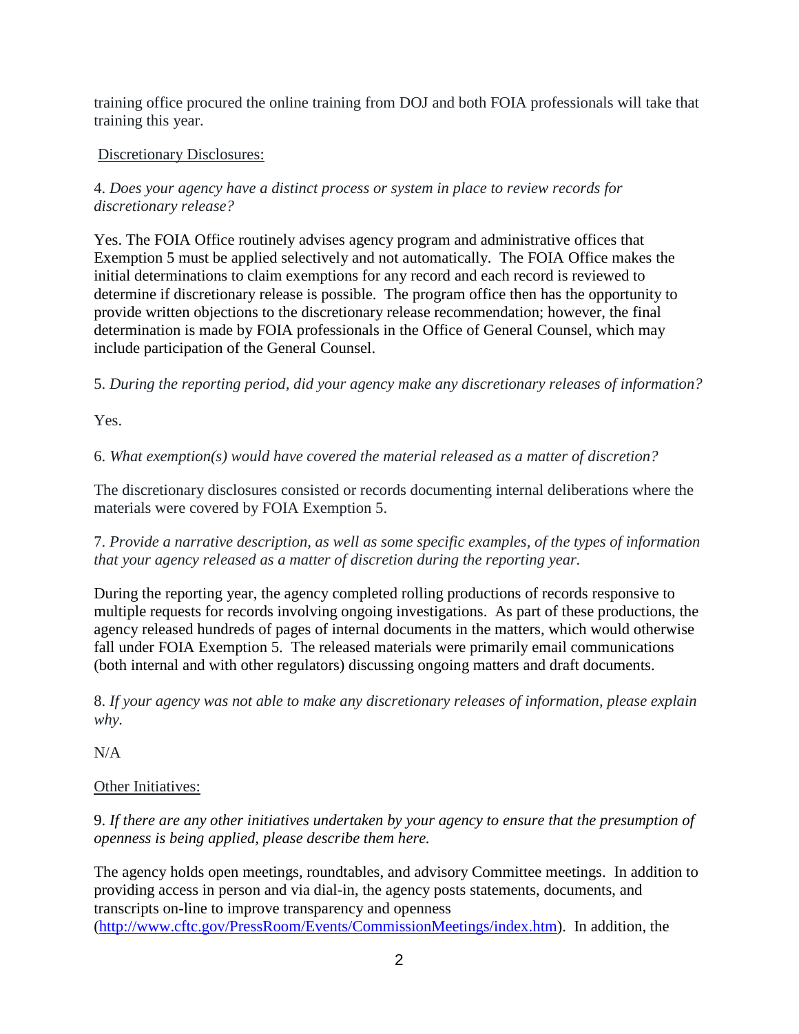training office procured the online training from DOJ and both FOIA professionals will take that training this year.

<u>Discretionary Disclosures:</u>

4. *Does your agency have a distinct process or system in place to review records for discretionary release?*

Yes. The FOIA Office routinely advises agency program and administrative offices that Exemption 5 must be applied selectively and not automatically. The FOIA Office makes the initial determinations to claim exemptions for any record and each record is reviewed to determine if discretionary release is possible. The program office then has the opportunity to provide written objections to the discretionary release recommendation; however, the final determination is made by FOIA professionals in the Office of General Counsel, which may include participation of the General Counsel.

5. *During the reporting period, did your agency make any discretionary releases of information?*

Yes.

6. *What exemption(s) would have covered the material released as a matter of discretion?*

The discretionary disclosures consisted or records documenting internal deliberations where the materials were covered by FOIA Exemption 5.

7. *Provide a narrative description, as well as some specific examples, of the types of information that your agency released as a matter of discretion during the reporting year.*

During the reporting year, the agency completed rolling productions of records responsive to multiple requests for records involving ongoing investigations. As part of these productions, the agency released hundreds of pages of internal documents in the matters, which would otherwise fall under FOIA Exemption 5. The released materials were primarily email communications (both internal and with other regulators) discussing ongoing matters and draft documents.

8. *If your agency was not able to make any discretionary releases of information, please explain why.*

N/A

<u>Other Initiatives:</u>

9. *If there are any other initiatives undertaken by your agency to ensure that the presumption of openness is being applied, please describe them here.*

The agency holds open meetings, roundtables, and advisory Committee meetings. In addition to providing access in person and via dial-in, the agency posts statements, documents, and transcripts on-line to improve transparency and openness (http://www.cftc.gov/PressRoom/Events/CommissionMeetings/index.htm). In addition, the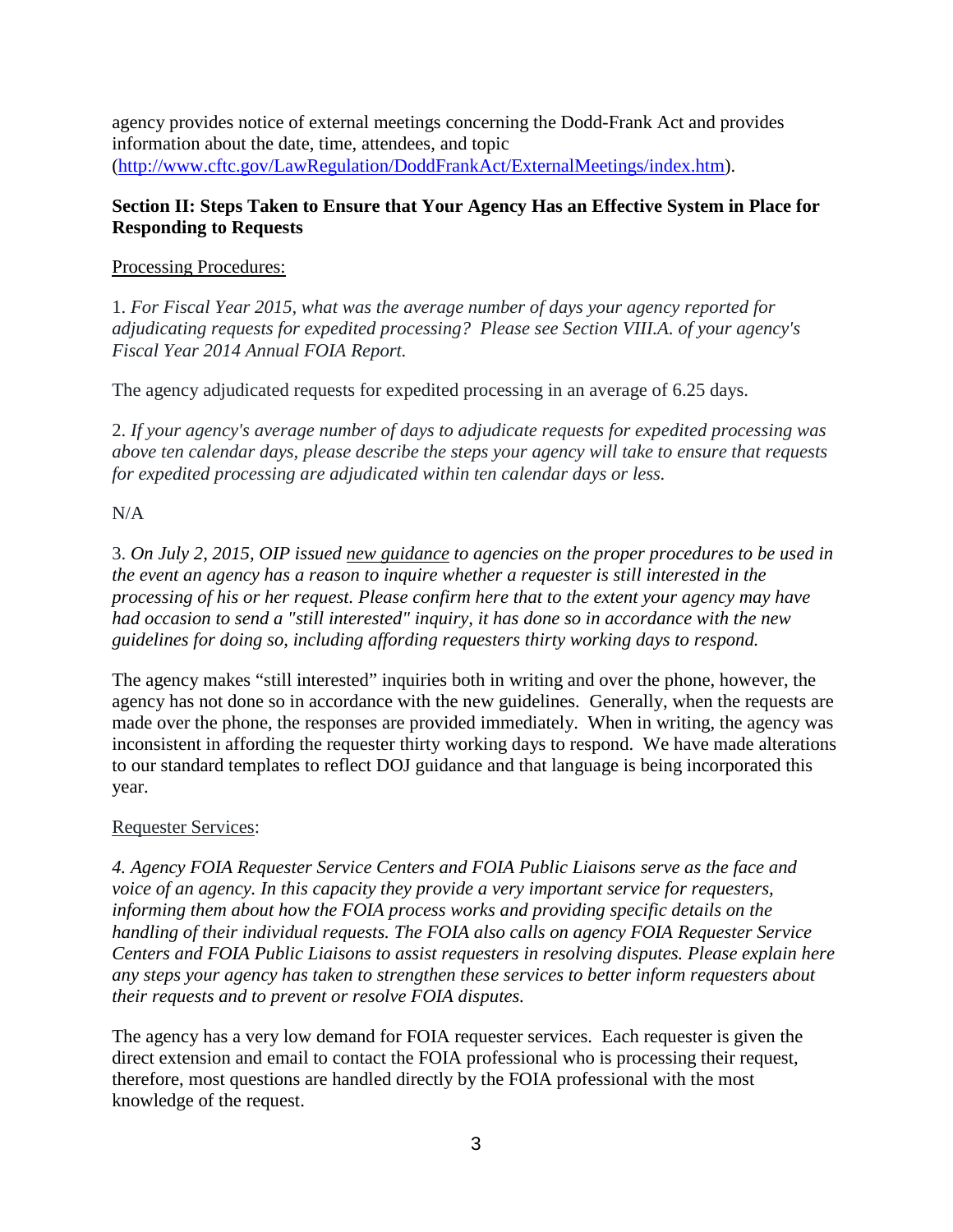agency provides notice of external meetings concerning the Dodd-Frank Act and provides information about the date, time, attendees, and topic (http://www.cftc.gov/LawRegulation/DoddFrankAct/ExternalMeetings/index.htm).

## Section II: Steps Taken to Ensure that Your Agency Has an Effective System in Place for Responding to Requests

Processing Procedures:

1. *For Fiscal Year 2015, what was the average number of days your agency reported for adjudicating requests for expedited processing? Please see Section VIII.A. of your agency's Fiscal Year 2014 Annual FOIA Report.*

The agency adjudicated requests for expedited processing in an average of 6.25 days.

2. *If your agency's average number of days to adjudicate requests for expedited processing was above ten calendar days, please describe the steps your agency will take to ensure that requests for expedited processing are adjudicated within ten calendar days or less.*

N/A

3. *On July 2, 2015, OIP issued new guidance to agencies on the proper procedures to be used in the event an agency has a reason to inquire whether a requester is still interested in the processing of his or her request. Please confirm here that to the extent your agency may have had occasion to send a "still interested" inquiry, it has done so in accordance with the new guidelines for doing so, including affording requesters thirty working days to respond.*

The agency makes "still interested" inquiries both in writing and over the phone, however, the agency has not done so in accordance with the new guidelines. Generally, when the requests are made over the phone, the responses are provided immediately. When in writing, the agency was inconsistent in affording the requester thirty working days to respond. We have made alterations to our standard templates to reflect DOJ guidance and that language is being incorporated this year.

Requester Services:

*4. Agency FOIA Requester Service Centers and FOIA Public Liaisons serve as the face and voice of an agency. In this capacity they provide a very important service for requesters, informing them about how the FOIA process works and providing specific details on the handling of their individual requests. The FOIA also calls on agency FOIA Requester Service Centers and FOIA Public Liaisons to assist requesters in resolving disputes. Please explain here any steps your agency has taken to strengthen these services to better inform requesters about their requests and to prevent or resolve FOIA disputes.*

The agency has a very low demand for FOIA requester services. Each requester is given the direct extension and email to contact the FOIA professional who is processing their request, therefore, most questions are handled directly by the FOIA professional with the most knowledge of the request.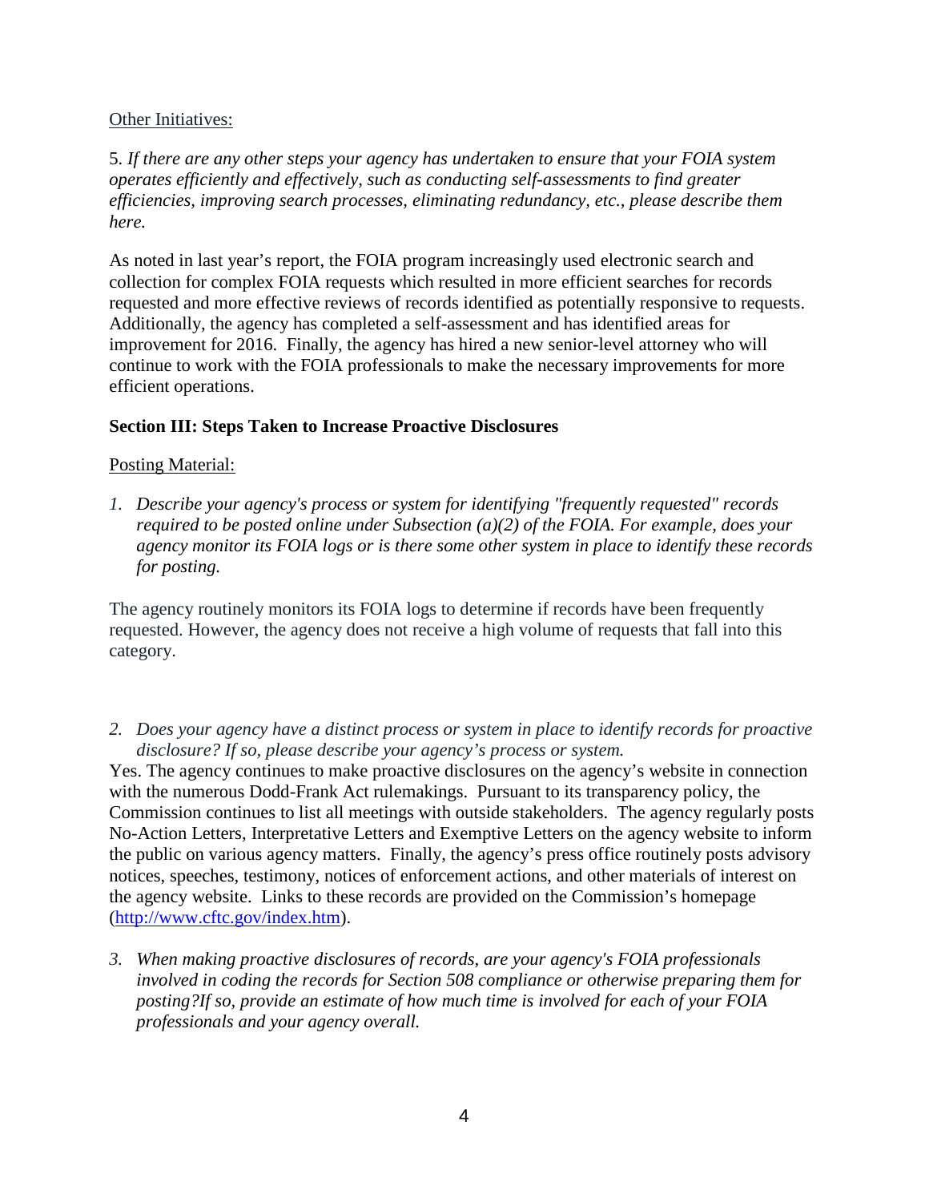Other Initiatives:

5. *If there are any other steps your agency has undertaken to ensure that your FOIA system operates efficiently and effectively, such as conducting self-assessments to find greater efficiencies, improving search processes, eliminating redundancy, etc., please describe them here.*

As noted in last year's report, the FOIA program increasingly used electronic search and collection for complex FOIA requests which resulted in more efficient searches for records requested and more effective reviews of records identified as potentially responsive to requests. Additionally, the agency has completed a self-assessment and has identified areas for improvement for 2016. Finally, the agency has hired a new senior-level attorney who will continue to work with the FOIA professionals to make the necessary improvements for more efficient operations.

**Section III: Steps Taken to Increase Proactive Disclosures**

Posting Material:

1. *Describe your agency's process or system for identifying "frequently requested" records required to be posted online under Subsection (a)(2) of the FOIA. For example, does your agency monitor its FOIA logs or is there some other system in place to identify these records for posting.*

The agency routinely monitors its FOIA logs to determine if records have been frequently requested. However, the agency does not receive a high volume of requests that fall into this category.

2. *Does your agency have a distinct process or system in place to identify records for proactive disclosure? If so, please describe your agency's process or system.*

Yes. The agency continues to make proactive disclosures on the agency's website in connection with the numerous Dodd-Frank Act rulemakings. Pursuant to its transparency policy, the Commission continues to list all meetings with outside stakeholders. The agency regularly posts No-Action Letters, Interpretative Letters and Exemptive Letters on the agency website to inform the public on various agency matters. Finally, the agency's press office routinely posts advisory notices, speeches, testimony, notices of enforcement actions, and other materials of interest on the agency website. Links to these records are provided on the Commission's homepage (http://www.cftc.gov/index.htm).

3. *When making proactive disclosures of records, are your agency's FOIA professionals involved in coding the records for Section 508 compliance or otherwise preparing them for posting?If so, provide an estimate of how much time is involved for each of your FOIA professionals and your agency overall.*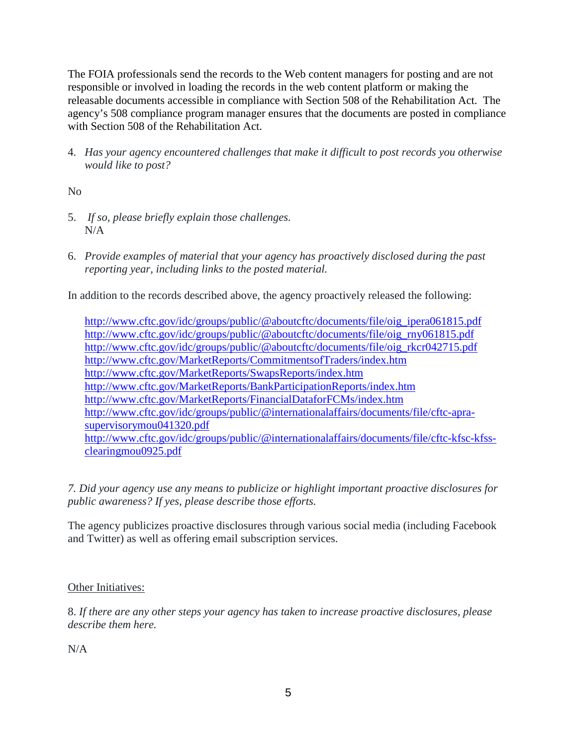The FOIA professionals send the records to the Web content managers for posting and are not responsible or involved in loading the records in the web content platform or making the releasable documents accessible in compliance with Section 508 of the Rehabilitation Act. The agency's 508 compliance program manager ensures that the documents are posted in compliance with Section 508 of the Rehabilitation Act.

4. *Has your agency encountered challenges that make it difficult to post records you otherwise would like to post?*

No

5. *If so, please briefly explain those challenges.*
   N/A

6. *Provide examples of material that your agency has proactively disclosed during the past reporting year, including links to the posted material.*

In addition to the records described above, the agency proactively released the following:

   http://www.cftc.gov/idc/groups/public/@aboutcftc/documents/file/oig_ipera061815.pdf
   http://www.cftc.gov/idc/groups/public/@aboutcftc/documents/file/oig_rny061815.pdf
   http://www.cftc.gov/idc/groups/public/@aboutcftc/documents/file/oig_rkcr042715.pdf
   http://www.cftc.gov/MarketReports/CommitmentsofTraders/index.htm
   http://www.cftc.gov/MarketReports/SwapsReports/index.htm
   http://www.cftc.gov/MarketReports/BankParticipationReports/index.htm
   http://www.cftc.gov/MarketReports/FinancialDataforFCMs/index.htm
   http://www.cftc.gov/idc/groups/public/@internationalaffairs/documents/file/cftc-apra-supervisorymou041320.pdf
   http://www.cftc.gov/idc/groups/public/@internationalaffairs/documents/file/cftc-kfsc-kfss-clearingmou0925.pdf

*7. Did your agency use any means to publicize or highlight important proactive disclosures for public awareness? If yes, please describe those efforts.*

The agency publicizes proactive disclosures through various social media (including Facebook and Twitter) as well as offering email subscription services.

Other Initiatives:

8. *If there are any other steps your agency has taken to increase proactive disclosures, please describe them here.*

N/A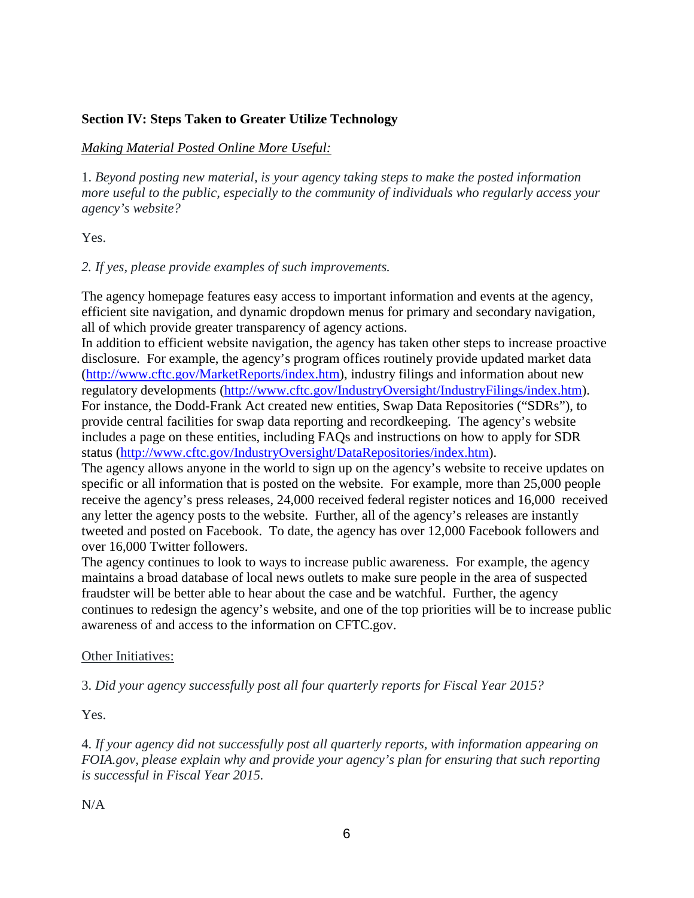**Section IV: Steps Taken to Greater Utilize Technology**

*Making Material Posted Online More Useful:*

1. *Beyond posting new material, is your agency taking steps to make the posted information more useful to the public, especially to the community of individuals who regularly access your agency's website?*

Yes.

*2. If yes, please provide examples of such improvements.*

The agency homepage features easy access to important information and events at the agency, efficient site navigation, and dynamic dropdown menus for primary and secondary navigation, all of which provide greater transparency of agency actions.

In addition to efficient website navigation, the agency has taken other steps to increase proactive disclosure. For example, the agency's program offices routinely provide updated market data (http://www.cftc.gov/MarketReports/index.htm), industry filings and information about new regulatory developments (http://www.cftc.gov/IndustryOversight/IndustryFilings/index.htm). For instance, the Dodd-Frank Act created new entities, Swap Data Repositories ("SDRs"), to provide central facilities for swap data reporting and recordkeeping. The agency's website includes a page on these entities, including FAQs and instructions on how to apply for SDR status (http://www.cftc.gov/IndustryOversight/DataRepositories/index.htm).

The agency allows anyone in the world to sign up on the agency's website to receive updates on specific or all information that is posted on the website. For example, more than 25,000 people receive the agency's press releases, 24,000 received federal register notices and 16,000 received any letter the agency posts to the website. Further, all of the agency's releases are instantly tweeted and posted on Facebook. To date, the agency has over 12,000 Facebook followers and over 16,000 Twitter followers.

The agency continues to look to ways to increase public awareness. For example, the agency maintains a broad database of local news outlets to make sure people in the area of suspected fraudster will be better able to hear about the case and be watchful. Further, the agency continues to redesign the agency's website, and one of the top priorities will be to increase public awareness of and access to the information on CFTC.gov.

Other Initiatives:

3. *Did your agency successfully post all four quarterly reports for Fiscal Year 2015?*

Yes.

4. *If your agency did not successfully post all quarterly reports, with information appearing on FOIA.gov, please explain why and provide your agency's plan for ensuring that such reporting is successful in Fiscal Year 2015.*

N/A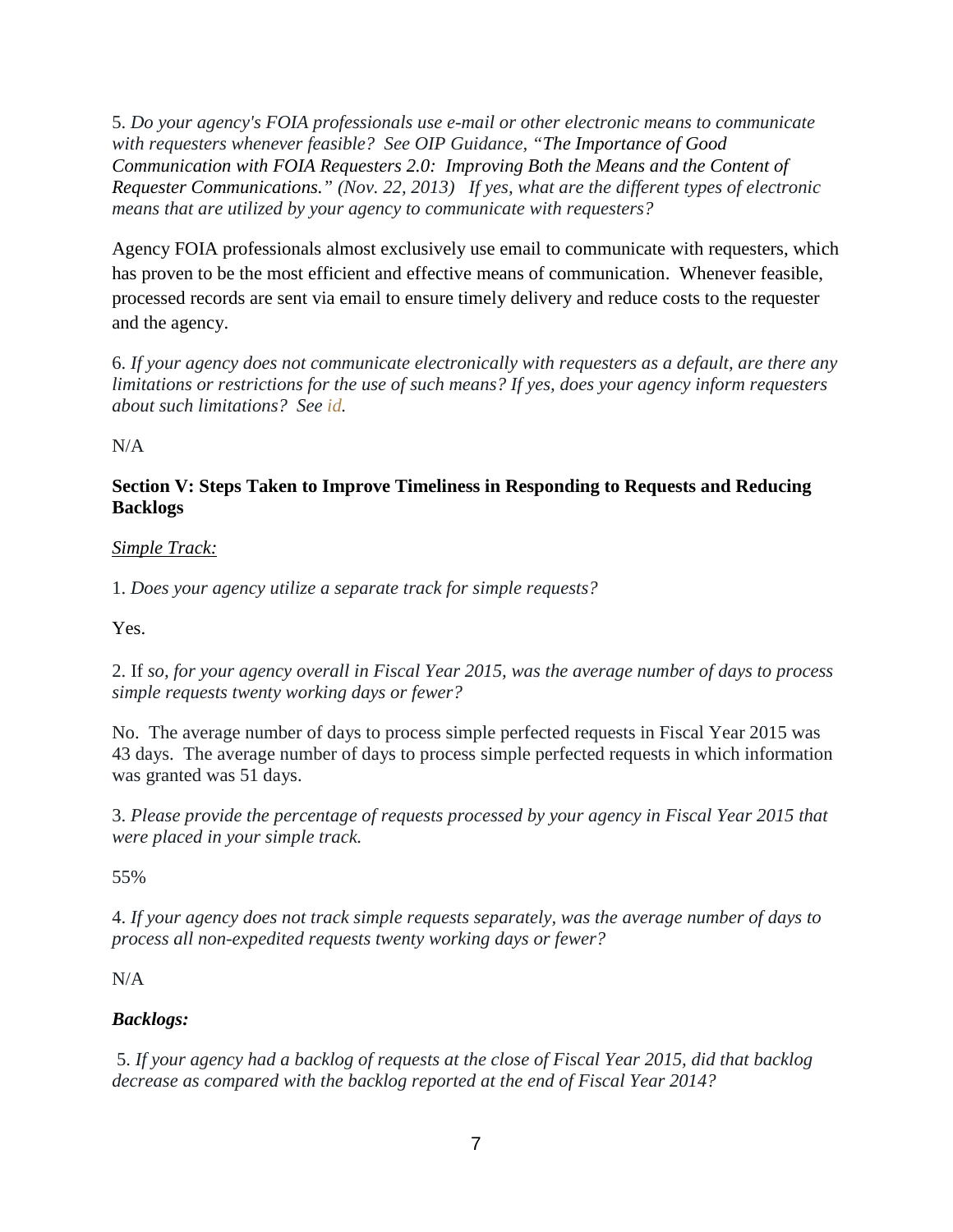5. *Do your agency's FOIA professionals use e-mail or other electronic means to communicate with requesters whenever feasible? See OIP Guidance, "The Importance of Good Communication with FOIA Requesters 2.0: Improving Both the Means and the Content of Requester Communications." (Nov. 22, 2013) If yes, what are the different types of electronic means that are utilized by your agency to communicate with requesters?*

Agency FOIA professionals almost exclusively use email to communicate with requesters, which has proven to be the most efficient and effective means of communication. Whenever feasible, processed records are sent via email to ensure timely delivery and reduce costs to the requester and the agency.

6. *If your agency does not communicate electronically with requesters as a default, are there any limitations or restrictions for the use of such means? If yes, does your agency inform requesters about such limitations? See id.*

N/A

**Section V: Steps Taken to Improve Timeliness in Responding to Requests and Reducing Backlogs**

Simple Track:

1. *Does your agency utilize a separate track for simple requests?*

Yes.

2. If *so, for your agency overall in Fiscal Year 2015, was the average number of days to process simple requests twenty working days or fewer?*

No. The average number of days to process simple perfected requests in Fiscal Year 2015 was 43 days. The average number of days to process simple perfected requests in which information was granted was 51 days.

3. *Please provide the percentage of requests processed by your agency in Fiscal Year 2015 that were placed in your simple track.*

55%

4. *If your agency does not track simple requests separately, was the average number of days to process all non-expedited requests twenty working days or fewer?*

N/A

***Backlogs:***

5. *If your agency had a backlog of requests at the close of Fiscal Year 2015, did that backlog decrease as compared with the backlog reported at the end of Fiscal Year 2014?*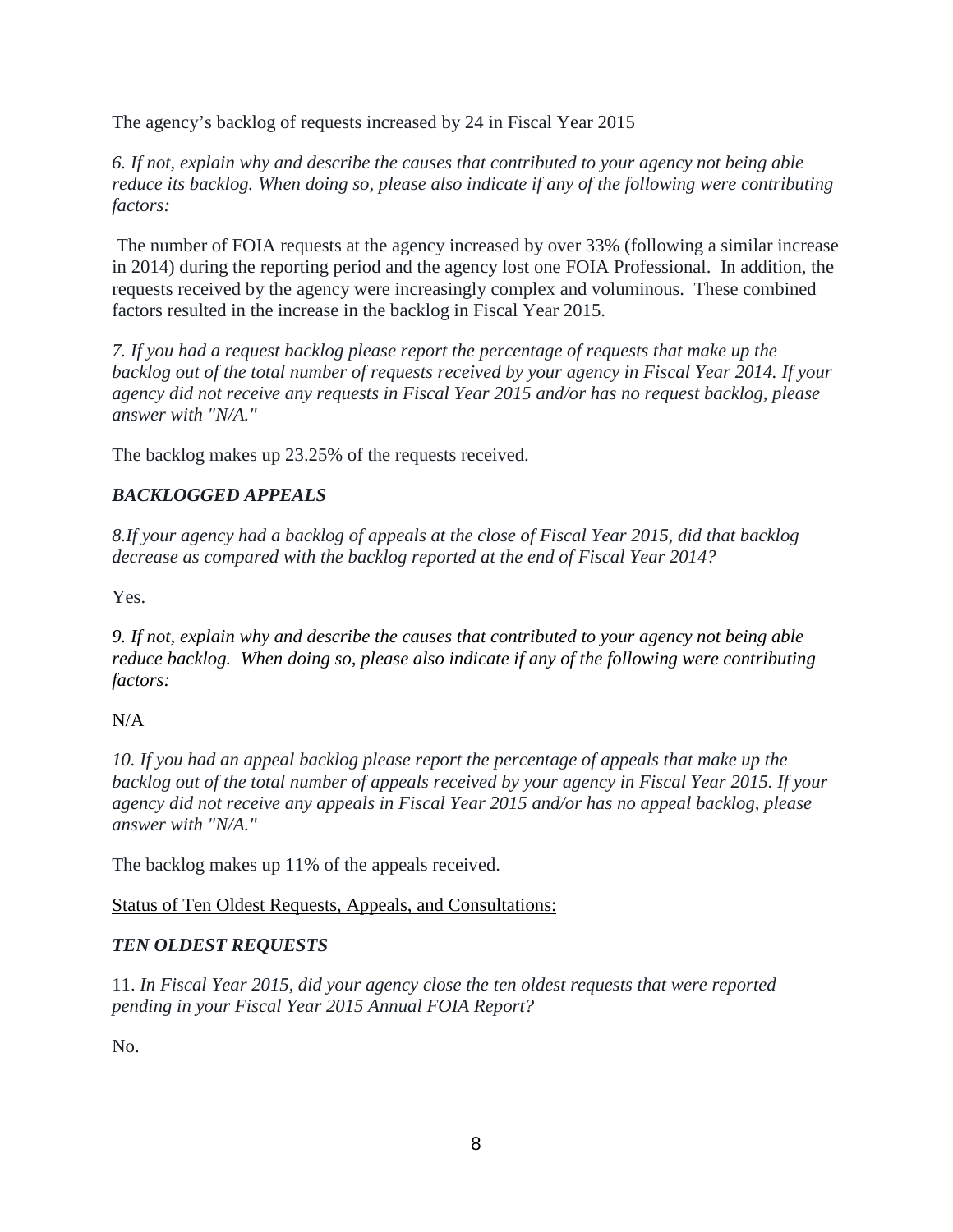The agency's backlog of requests increased by 24 in Fiscal Year 2015

*6. If not, explain why and describe the causes that contributed to your agency not being able reduce its backlog. When doing so, please also indicate if any of the following were contributing factors:*

The number of FOIA requests at the agency increased by over 33% (following a similar increase in 2014) during the reporting period and the agency lost one FOIA Professional. In addition, the requests received by the agency were increasingly complex and voluminous. These combined factors resulted in the increase in the backlog in Fiscal Year 2015.

*7. If you had a request backlog please report the percentage of requests that make up the backlog out of the total number of requests received by your agency in Fiscal Year 2014. If your agency did not receive any requests in Fiscal Year 2015 and/or has no request backlog, please answer with "N/A."*

The backlog makes up 23.25% of the requests received.

***BACKLOGGED APPEALS***

*8.If your agency had a backlog of appeals at the close of Fiscal Year 2015, did that backlog decrease as compared with the backlog reported at the end of Fiscal Year 2014?*

Yes.

*9. If not, explain why and describe the causes that contributed to your agency not being able reduce backlog. When doing so, please also indicate if any of the following were contributing factors:*

N/A

*10. If you had an appeal backlog please report the percentage of appeals that make up the backlog out of the total number of appeals received by your agency in Fiscal Year 2015. If your agency did not receive any appeals in Fiscal Year 2015 and/or has no appeal backlog, please answer with "N/A."*

The backlog makes up 11% of the appeals received.

Status of Ten Oldest Requests, Appeals, and Consultations:

***TEN OLDEST REQUESTS***

11. *In Fiscal Year 2015, did your agency close the ten oldest requests that were reported pending in your Fiscal Year 2015 Annual FOIA Report?*

No.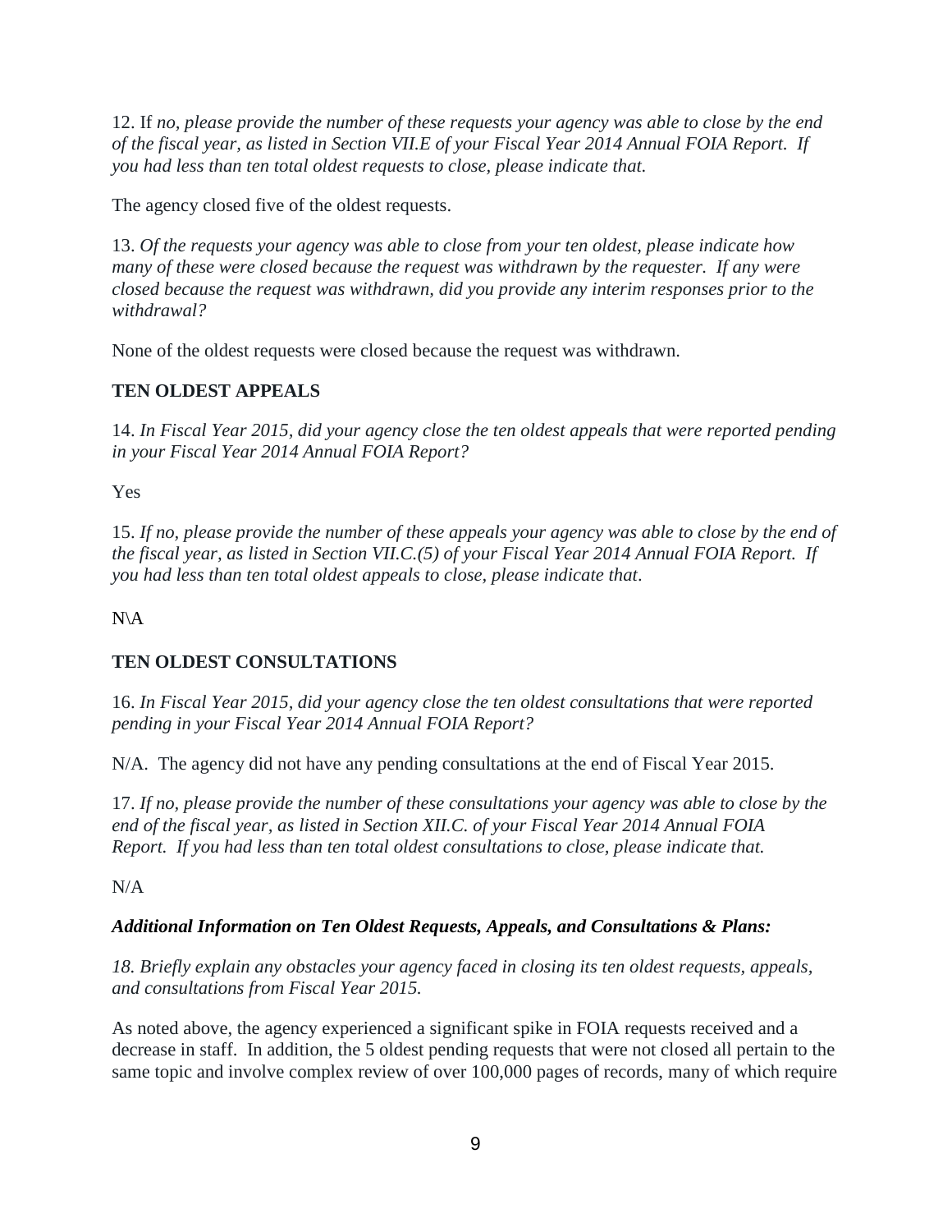12. If *no, please provide the number of these requests your agency was able to close by the end of the fiscal year, as listed in Section VII.E of your Fiscal Year 2014 Annual FOIA Report. If you had less than ten total oldest requests to close, please indicate that.*

The agency closed five of the oldest requests.

13. *Of the requests your agency was able to close from your ten oldest, please indicate how many of these were closed because the request was withdrawn by the requester. If any were closed because the request was withdrawn, did you provide any interim responses prior to the withdrawal?*

None of the oldest requests were closed because the request was withdrawn.

**TEN OLDEST APPEALS**

14. *In Fiscal Year 2015, did your agency close the ten oldest appeals that were reported pending in your Fiscal Year 2014 Annual FOIA Report?*

Yes

15. *If no, please provide the number of these appeals your agency was able to close by the end of the fiscal year, as listed in Section VII.C.(5) of your Fiscal Year 2014 Annual FOIA Report. If you had less than ten total oldest appeals to close, please indicate that*.

N\A

**TEN OLDEST CONSULTATIONS**

16. *In Fiscal Year 2015, did your agency close the ten oldest consultations that were reported pending in your Fiscal Year 2014 Annual FOIA Report?*

N/A. The agency did not have any pending consultations at the end of Fiscal Year 2015.

17. *If no, please provide the number of these consultations your agency was able to close by the end of the fiscal year, as listed in Section XII.C. of your Fiscal Year 2014 Annual FOIA Report. If you had less than ten total oldest consultations to close, please indicate that.*

N/A

***Additional Information on Ten Oldest Requests, Appeals, and Consultations & Plans:***

*18. Briefly explain any obstacles your agency faced in closing its ten oldest requests, appeals, and consultations from Fiscal Year 2015.*

As noted above, the agency experienced a significant spike in FOIA requests received and a decrease in staff. In addition, the 5 oldest pending requests that were not closed all pertain to the same topic and involve complex review of over 100,000 pages of records, many of which require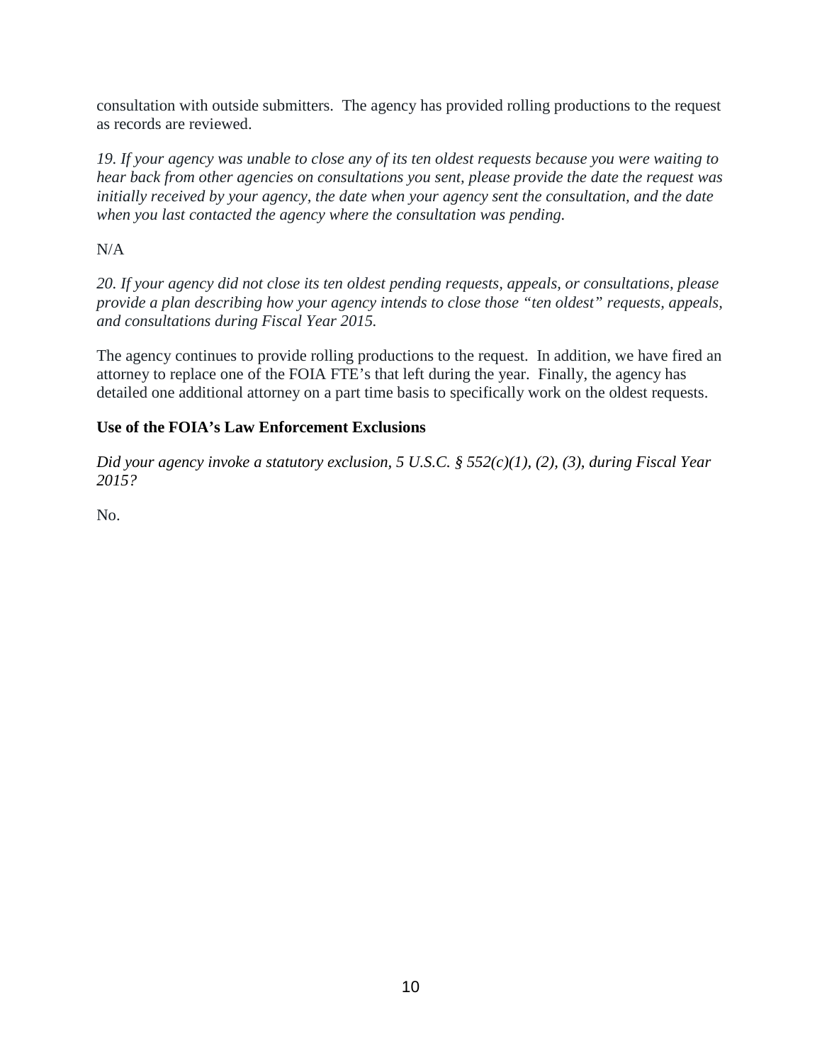consultation with outside submitters. The agency has provided rolling productions to the request as records are reviewed.

*19. If your agency was unable to close any of its ten oldest requests because you were waiting to hear back from other agencies on consultations you sent, please provide the date the request was initially received by your agency, the date when your agency sent the consultation, and the date when you last contacted the agency where the consultation was pending.*

N/A

*20. If your agency did not close its ten oldest pending requests, appeals, or consultations, please provide a plan describing how your agency intends to close those "ten oldest" requests, appeals, and consultations during Fiscal Year 2015.*

The agency continues to provide rolling productions to the request. In addition, we have fired an attorney to replace one of the FOIA FTE's that left during the year. Finally, the agency has detailed one additional attorney on a part time basis to specifically work on the oldest requests.

**Use of the FOIA's Law Enforcement Exclusions**

*Did your agency invoke a statutory exclusion, 5 U.S.C. § 552(c)(1), (2), (3), during Fiscal Year 2015?*

No.